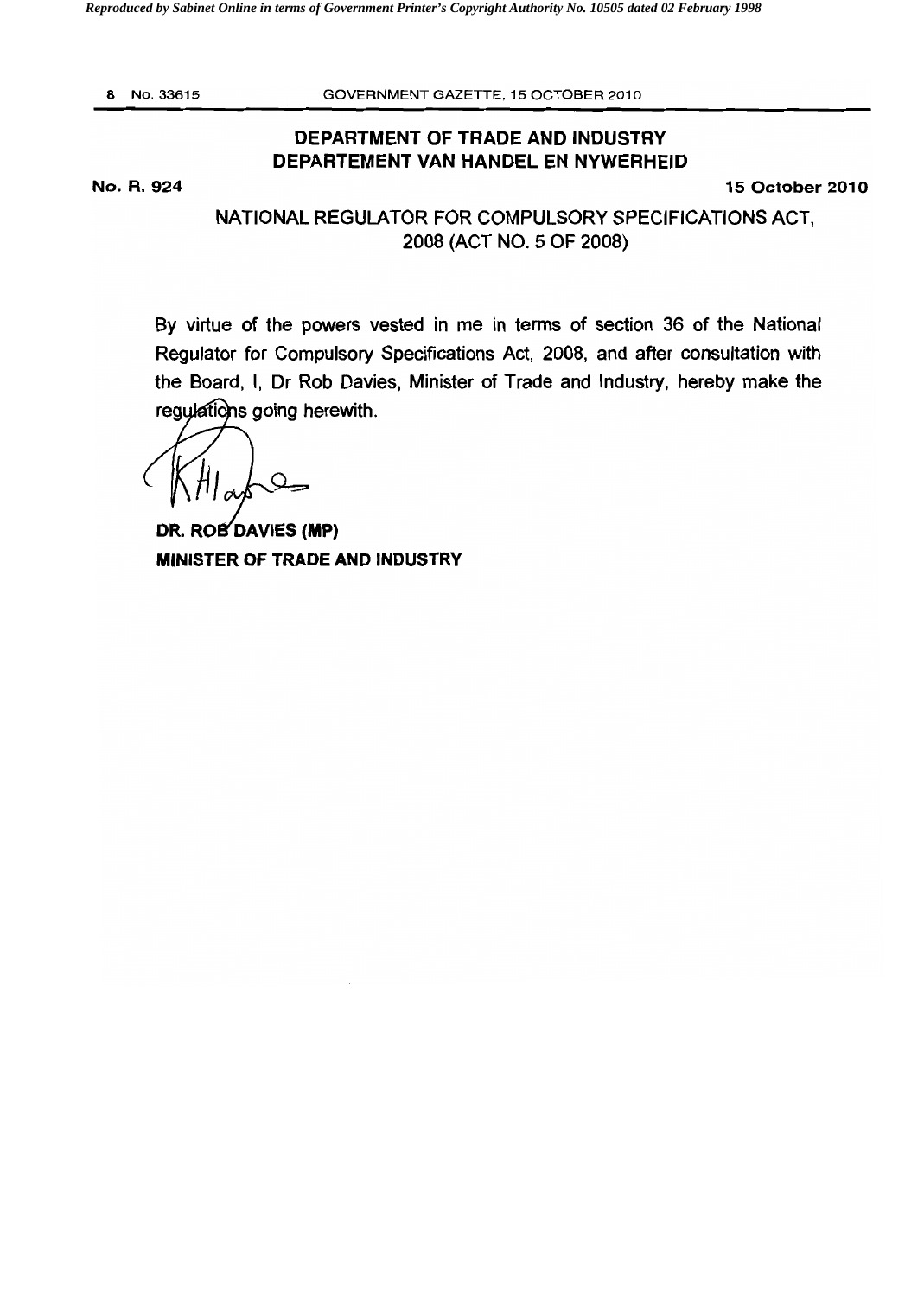## DEPARTMENT OF TRADE AND INDUSTRY
## DEPARTEMENT VAN HANDEL EN NYWERHEID

**No. R. 924** **15 October 2010**

### NATIONAL REGULATOR FOR COMPULSORY SPECIFICATIONS ACT, 2008 (ACT NO. 5 OF 2008)

By virtue of the powers vested in me in terms of section 36 of the National Regulator for Compulsory Specifications Act, 2008, and after consultation with the Board, I, Dr Rob Davies, Minister of Trade and Industry, hereby make the regulations going herewith.

**DR. ROB DAVIES (MP)**
**MINISTER OF TRADE AND INDUSTRY**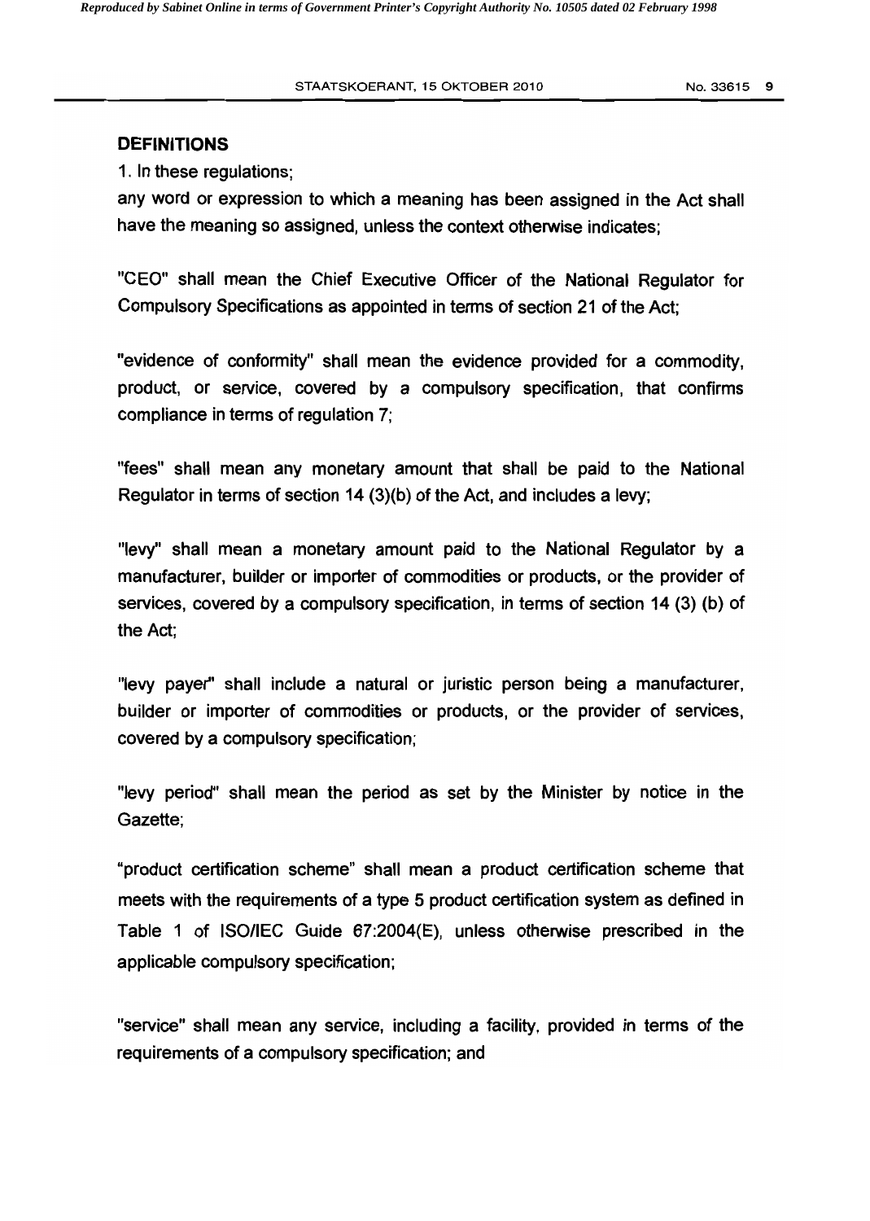## DEFINITIONS

1. In these regulations;

any word or expression to which a meaning has been assigned in the Act shall have the meaning so assigned, unless the context otherwise indicates;

"CEO" shall mean the Chief Executive Officer of the National Regulator for Compulsory Specifications as appointed in terms of section 21 of the Act;

"evidence of conformity" shall mean the evidence provided for a commodity, product, or service, covered by a compulsory specification, that confirms compliance in terms of regulation 7;

"fees" shall mean any monetary amount that shall be paid to the National Regulator in terms of section 14 (3)(b) of the Act, and includes a levy;

"levy" shall mean a monetary amount paid to the National Regulator by a manufacturer, builder or importer of commodities or products, or the provider of services, covered by a compulsory specification, in terms of section 14 (3) (b) of the Act;

"levy payer" shall include a natural or juristic person being a manufacturer, builder or importer of commodities or products, or the provider of services, covered by a compulsory specification;

"levy period" shall mean the period as set by the Minister by notice in the Gazette;

"product certification scheme" shall mean a product certification scheme that meets with the requirements of a type 5 product certification system as defined in Table 1 of ISO/IEC Guide 67:2004(E), unless otherwise prescribed in the applicable compulsory specification;

"service" shall mean any service, including a facility, provided in terms of the requirements of a compulsory specification; and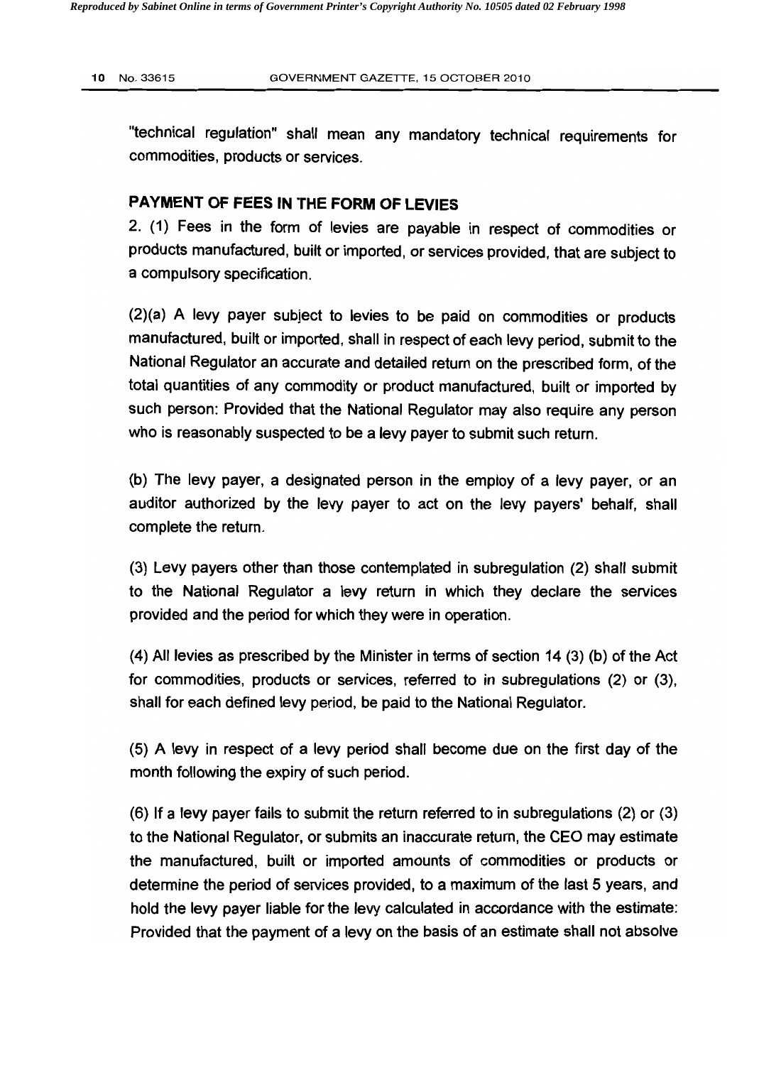"technical regulation" shall mean any mandatory technical requirements for commodities, products or services.

## PAYMENT OF FEES IN THE FORM OF LEVIES

2. (1) Fees in the form of levies are payable in respect of commodities or products manufactured, built or imported, or services provided, that are subject to a compulsory specification.

(2)(a) A levy payer subject to levies to be paid on commodities or products manufactured, built or imported, shall in respect of each levy period, submit to the National Regulator an accurate and detailed return on the prescribed form, of the total quantities of any commodity or product manufactured, built or imported by such person: Provided that the National Regulator may also require any person who is reasonably suspected to be a levy payer to submit such return.

(b) The levy payer, a designated person in the employ of a levy payer, or an auditor authorized by the levy payer to act on the levy payers' behalf, shall complete the return.

(3) Levy payers other than those contemplated in subregulation (2) shall submit to the National Regulator a levy return in which they declare the services provided and the period for which they were in operation.

(4) All levies as prescribed by the Minister in terms of section 14 (3) (b) of the Act for commodities, products or services, referred to in subregulations (2) or (3), shall for each defined levy period, be paid to the National Regulator.

(5) A levy in respect of a levy period shall become due on the first day of the month following the expiry of such period.

(6) If a levy payer fails to submit the return referred to in subregulations (2) or (3) to the National Regulator, or submits an inaccurate return, the CEO may estimate the manufactured, built or imported amounts of commodities or products or determine the period of services provided, to a maximum of the last 5 years, and hold the levy payer liable for the levy calculated in accordance with the estimate: Provided that the payment of a levy on the basis of an estimate shall not absolve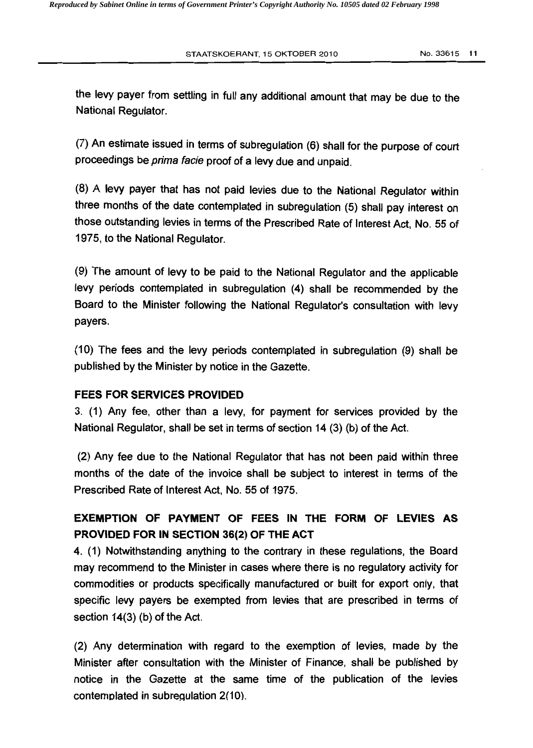the levy payer from settling in full any additional amount that may be due to the National Regulator.

(7) An estimate issued in terms of subregulation (6) shall for the purpose of court proceedings be *prima facie* proof of a levy due and unpaid.

(8) A levy payer that has not paid levies due to the National Regulator within three months of the date contemplated in subregulation (5) shall pay interest on those outstanding levies in terms of the Prescribed Rate of Interest Act, No. 55 of 1975, to the National Regulator.

(9) The amount of levy to be paid to the National Regulator and the applicable levy periods contemplated in subregulation (4) shall be recommended by the Board to the Minister following the National Regulator's consultation with levy payers.

(10) The fees and the levy periods contemplated in subregulation (9) shall be published by the Minister by notice in the Gazette.

**FEES FOR SERVICES PROVIDED**

3. (1) Any fee, other than a levy, for payment for services provided by the National Regulator, shall be set in terms of section 14 (3) (b) of the Act.

(2) Any fee due to the National Regulator that has not been paid within three months of the date of the invoice shall be subject to interest in terms of the Prescribed Rate of Interest Act, No. 55 of 1975.

**EXEMPTION OF PAYMENT OF FEES IN THE FORM OF LEVIES AS PROVIDED FOR IN SECTION 36(2) OF THE ACT**

4. (1) Notwithstanding anything to the contrary in these regulations, the Board may recommend to the Minister in cases where there is no regulatory activity for commodities or products specifically manufactured or built for export only, that specific levy payers be exempted from levies that are prescribed in terms of section 14(3) (b) of the Act.

(2) Any determination with regard to the exemption of levies, made by the Minister after consultation with the Minister of Finance, shall be published by notice in the Gazette at the same time of the publication of the levies contemplated in subregulation 2(10).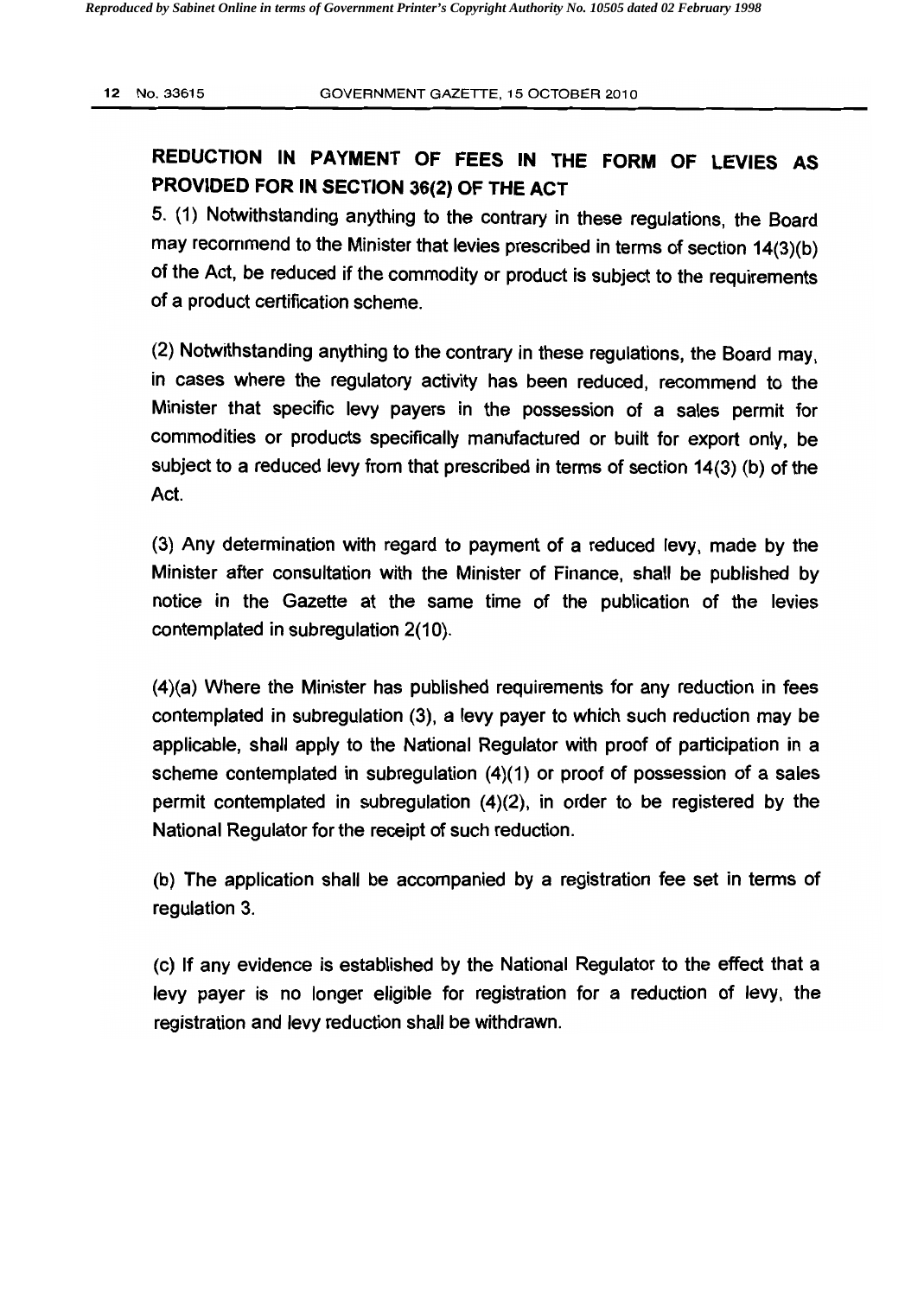## REDUCTION IN PAYMENT OF FEES IN THE FORM OF LEVIES AS PROVIDED FOR IN SECTION 36(2) OF THE ACT

5. (1) Notwithstanding anything to the contrary in these regulations, the Board may recommend to the Minister that levies prescribed in terms of section 14(3)(b) of the Act, be reduced if the commodity or product is subject to the requirements of a product certification scheme.

(2) Notwithstanding anything to the contrary in these regulations, the Board may, in cases where the regulatory activity has been reduced, recommend to the Minister that specific levy payers in the possession of a sales permit for commodities or products specifically manufactured or built for export only, be subject to a reduced levy from that prescribed in terms of section 14(3) (b) of the Act.

(3) Any determination with regard to payment of a reduced levy, made by the Minister after consultation with the Minister of Finance, shall be published by notice in the Gazette at the same time of the publication of the levies contemplated in subregulation 2(10).

(4)(a) Where the Minister has published requirements for any reduction in fees contemplated in subregulation (3), a levy payer to which such reduction may be applicable, shall apply to the National Regulator with proof of participation in a scheme contemplated in subregulation (4)(1) or proof of possession of a sales permit contemplated in subregulation (4)(2), in order to be registered by the National Regulator for the receipt of such reduction.

(b) The application shall be accompanied by a registration fee set in terms of regulation 3.

(c) If any evidence is established by the National Regulator to the effect that a levy payer is no longer eligible for registration for a reduction of levy, the registration and levy reduction shall be withdrawn.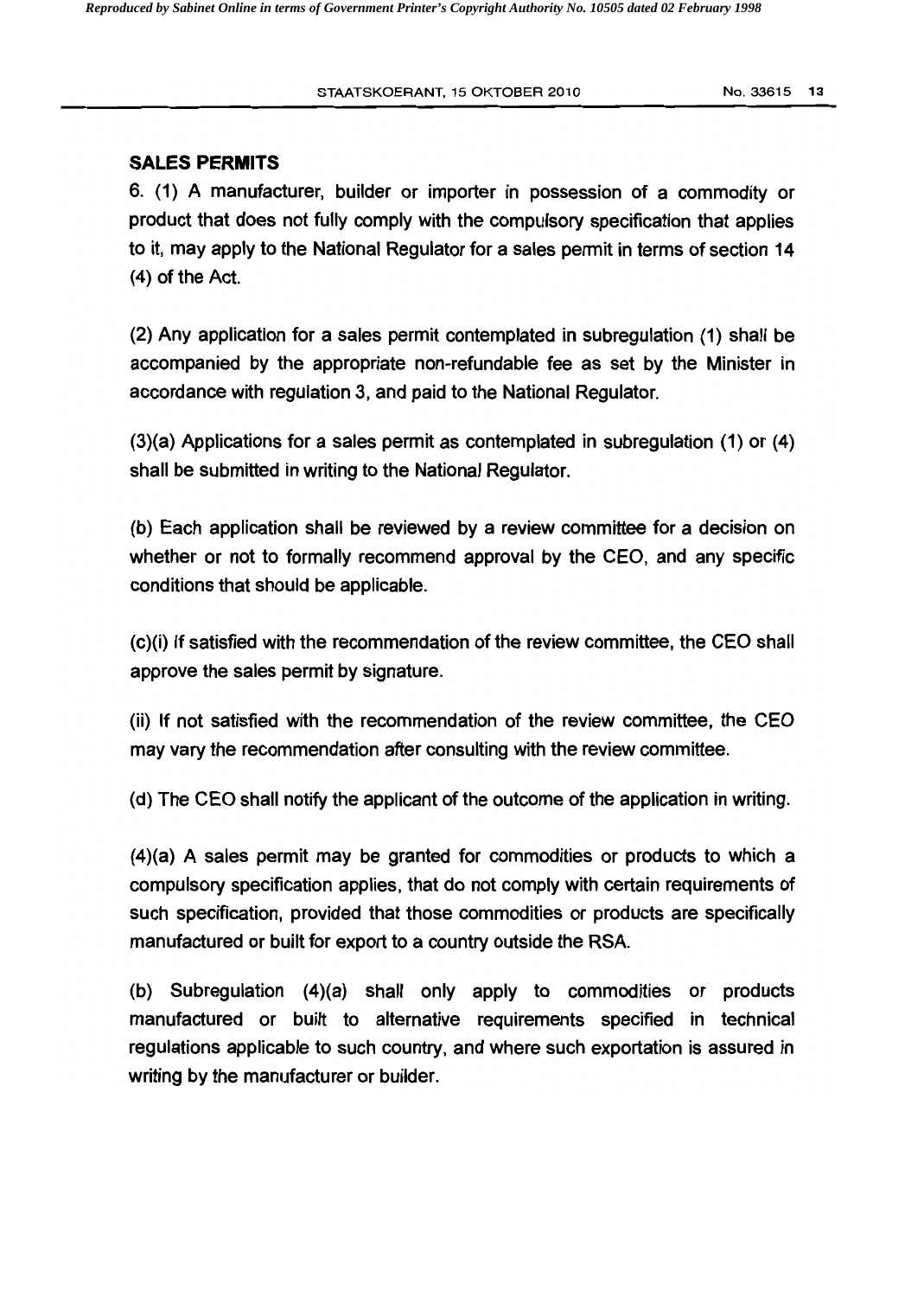## SALES PERMITS

6. (1) A manufacturer, builder or importer in possession of a commodity or product that does not fully comply with the compulsory specification that applies to it, may apply to the National Regulator for a sales permit in terms of section 14 (4) of the Act.

(2) Any application for a sales permit contemplated in subregulation (1) shall be accompanied by the appropriate non-refundable fee as set by the Minister in accordance with regulation 3, and paid to the National Regulator.

(3)(a) Applications for a sales permit as contemplated in subregulation (1) or (4) shall be submitted in writing to the National Regulator.

(b) Each application shall be reviewed by a review committee for a decision on whether or not to formally recommend approval by the CEO, and any specific conditions that should be applicable.

(c)(i) If satisfied with the recommendation of the review committee, the CEO shall approve the sales permit by signature.

(ii) If not satisfied with the recommendation of the review committee, the CEO may vary the recommendation after consulting with the review committee.

(d) The CEO shall notify the applicant of the outcome of the application in writing.

(4)(a) A sales permit may be granted for commodities or products to which a compulsory specification applies, that do not comply with certain requirements of such specification, provided that those commodities or products are specifically manufactured or built for export to a country outside the RSA.

(b) Subregulation (4)(a) shall only apply to commodities or products manufactured or built to alternative requirements specified in technical regulations applicable to such country, and where such exportation is assured in writing by the manufacturer or builder.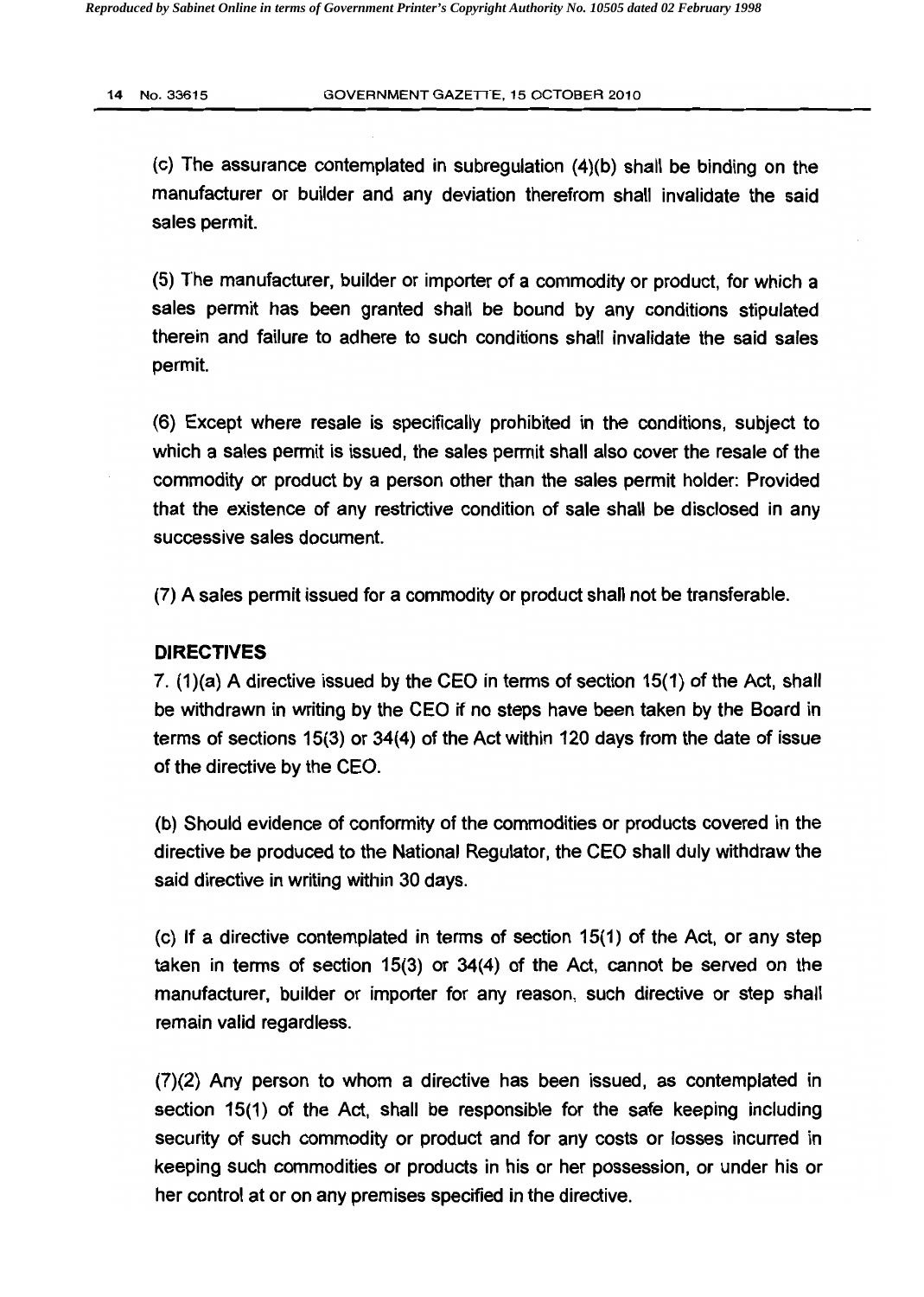(c) The assurance contemplated in subregulation (4)(b) shall be binding on the manufacturer or builder and any deviation therefrom shall invalidate the said sales permit.

(5) The manufacturer, builder or importer of a commodity or product, for which a sales permit has been granted shall be bound by any conditions stipulated therein and failure to adhere to such conditions shall invalidate the said sales permit.

(6) Except where resale is specifically prohibited in the conditions, subject to which a sales permit is issued, the sales permit shall also cover the resale of the commodity or product by a person other than the sales permit holder: Provided that the existence of any restrictive condition of sale shall be disclosed in any successive sales document.

(7) A sales permit issued for a commodity or product shall not be transferable.

**DIRECTIVES**

7. (1)(a) A directive issued by the CEO in terms of section 15(1) of the Act, shall be withdrawn in writing by the CEO if no steps have been taken by the Board in terms of sections 15(3) or 34(4) of the Act within 120 days from the date of issue of the directive by the CEO.

(b) Should evidence of conformity of the commodities or products covered in the directive be produced to the National Regulator, the CEO shall duly withdraw the said directive in writing within 30 days.

(c) If a directive contemplated in terms of section 15(1) of the Act, or any step taken in terms of section 15(3) or 34(4) of the Act, cannot be served on the manufacturer, builder or importer for any reason, such directive or step shall remain valid regardless.

(7)(2) Any person to whom a directive has been issued, as contemplated in section 15(1) of the Act, shall be responsible for the safe keeping including security of such commodity or product and for any costs or losses incurred in keeping such commodities or products in his or her possession, or under his or her control at or on any premises specified in the directive.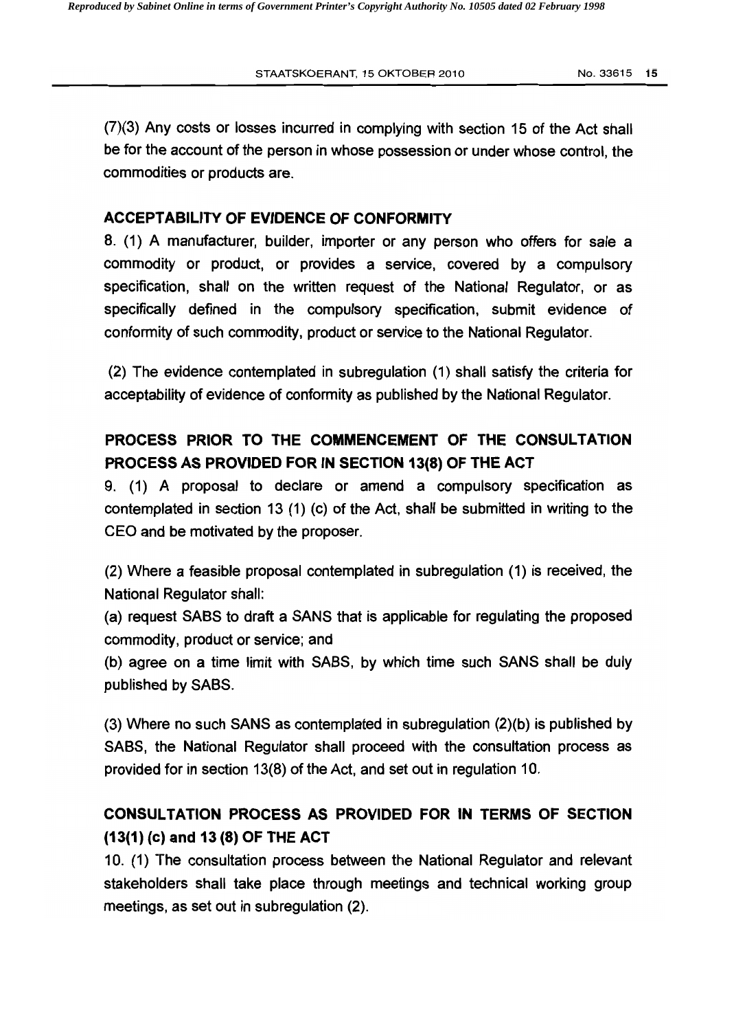(7)(3) Any costs or losses incurred in complying with section 15 of the Act shall be for the account of the person in whose possession or under whose control, the commodities or products are.

## ACCEPTABILITY OF EVIDENCE OF CONFORMITY

8. (1) A manufacturer, builder, importer or any person who offers for sale a commodity or product, or provides a service, covered by a compulsory specification, shall on the written request of the National Regulator, or as specifically defined in the compulsory specification, submit evidence of conformity of such commodity, product or service to the National Regulator.

(2) The evidence contemplated in subregulation (1) shall satisfy the criteria for acceptability of evidence of conformity as published by the National Regulator.

## PROCESS PRIOR TO THE COMMENCEMENT OF THE CONSULTATION PROCESS AS PROVIDED FOR IN SECTION 13(8) OF THE ACT

9. (1) A proposal to declare or amend a compulsory specification as contemplated in section 13 (1) (c) of the Act, shall be submitted in writing to the CEO and be motivated by the proposer.

(2) Where a feasible proposal contemplated in subregulation (1) is received, the National Regulator shall:

(a) request SABS to draft a SANS that is applicable for regulating the proposed commodity, product or service; and

(b) agree on a time limit with SABS, by which time such SANS shall be duly published by SABS.

(3) Where no such SANS as contemplated in subregulation (2)(b) is published by SABS, the National Regulator shall proceed with the consultation process as provided for in section 13(8) of the Act, and set out in regulation 10.

## CONSULTATION PROCESS AS PROVIDED FOR IN TERMS OF SECTION (13(1) (c) and 13 (8) OF THE ACT

10. (1) The consultation process between the National Regulator and relevant stakeholders shall take place through meetings and technical working group meetings, as set out in subregulation (2).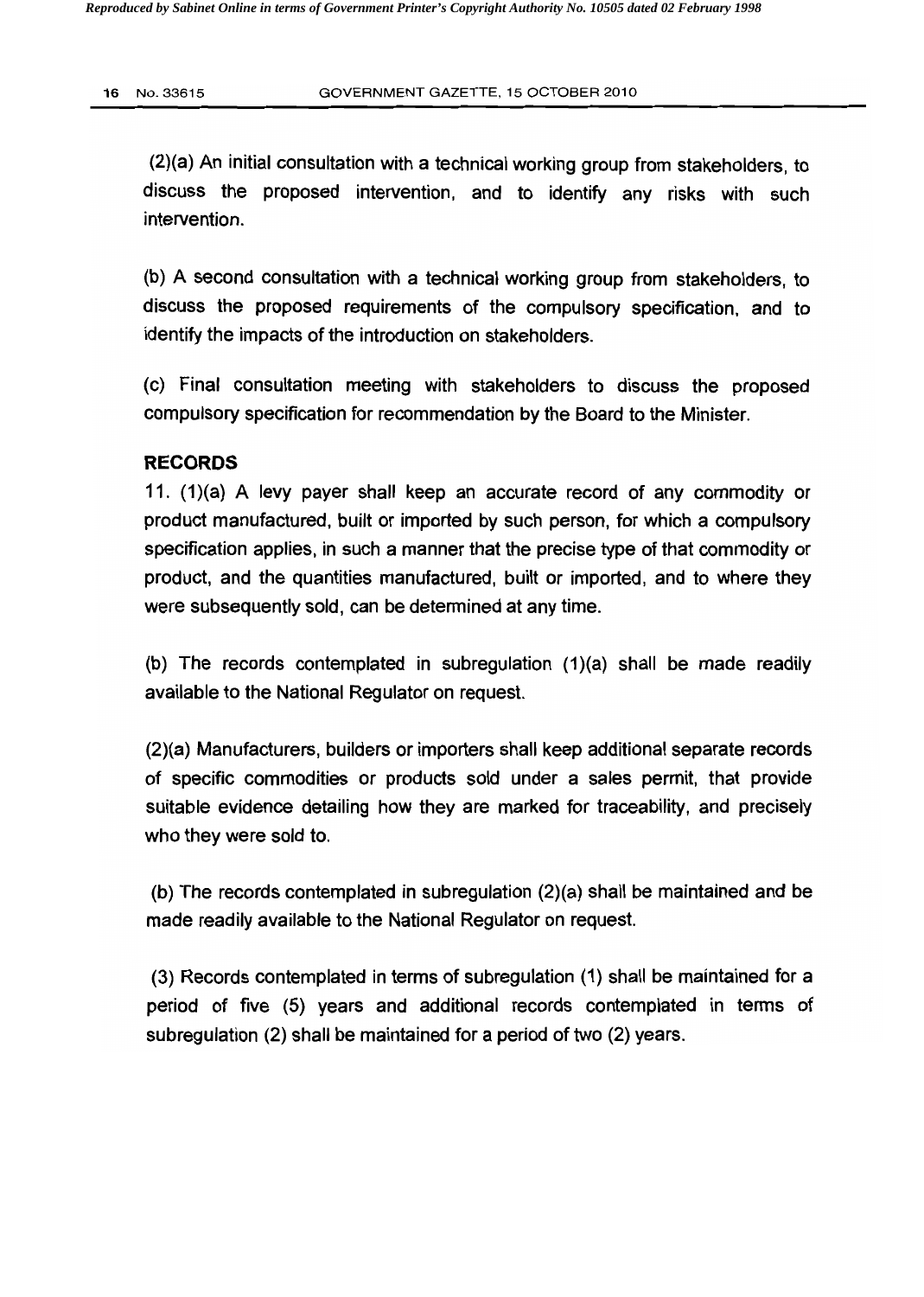(2)(a) An initial consultation with a technical working group from stakeholders, to discuss the proposed intervention, and to identify any risks with such intervention.

(b) A second consultation with a technical working group from stakeholders, to discuss the proposed requirements of the compulsory specification, and to identify the impacts of the introduction on stakeholders.

(c) Final consultation meeting with stakeholders to discuss the proposed compulsory specification for recommendation by the Board to the Minister.

## RECORDS

11. (1)(a) A levy payer shall keep an accurate record of any commodity or product manufactured, built or imported by such person, for which a compulsory specification applies, in such a manner that the precise type of that commodity or product, and the quantities manufactured, built or imported, and to where they were subsequently sold, can be determined at any time.

(b) The records contemplated in subregulation (1)(a) shall be made readily available to the National Regulator on request.

(2)(a) Manufacturers, builders or importers shall keep additional separate records of specific commodities or products sold under a sales permit, that provide suitable evidence detailing how they are marked for traceability, and precisely who they were sold to.

(b) The records contemplated in subregulation (2)(a) shall be maintained and be made readily available to the National Regulator on request.

(3) Records contemplated in terms of subregulation (1) shall be maintained for a period of five (5) years and additional records contemplated in terms of subregulation (2) shall be maintained for a period of two (2) years.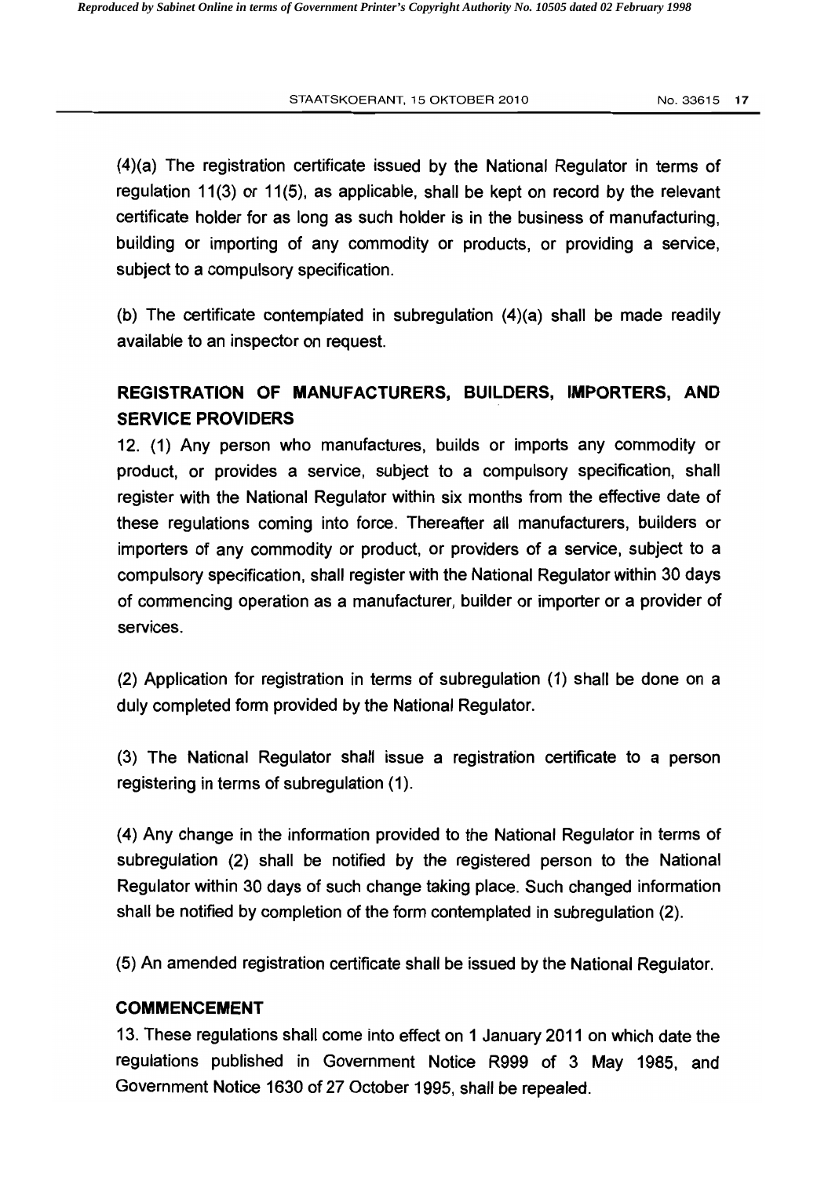(4)(a) The registration certificate issued by the National Regulator in terms of regulation 11(3) or 11(5), as applicable, shall be kept on record by the relevant certificate holder for as long as such holder is in the business of manufacturing, building or importing of any commodity or products, or providing a service, subject to a compulsory specification.

(b) The certificate contemplated in subregulation (4)(a) shall be made readily available to an inspector on request.

## REGISTRATION OF MANUFACTURERS, BUILDERS, IMPORTERS, AND SERVICE PROVIDERS

12. (1) Any person who manufactures, builds or imports any commodity or product, or provides a service, subject to a compulsory specification, shall register with the National Regulator within six months from the effective date of these regulations coming into force. Thereafter all manufacturers, builders or importers of any commodity or product, or providers of a service, subject to a compulsory specification, shall register with the National Regulator within 30 days of commencing operation as a manufacturer, builder or importer or a provider of services.

(2) Application for registration in terms of subregulation (1) shall be done on a duly completed form provided by the National Regulator.

(3) The National Regulator shall issue a registration certificate to a person registering in terms of subregulation (1).

(4) Any change in the information provided to the National Regulator in terms of subregulation (2) shall be notified by the registered person to the National Regulator within 30 days of such change taking place. Such changed information shall be notified by completion of the form contemplated in subregulation (2).

(5) An amended registration certificate shall be issued by the National Regulator.

## COMMENCEMENT

13. These regulations shall come into effect on 1 January 2011 on which date the regulations published in Government Notice R999 of 3 May 1985, and Government Notice 1630 of 27 October 1995, shall be repealed.